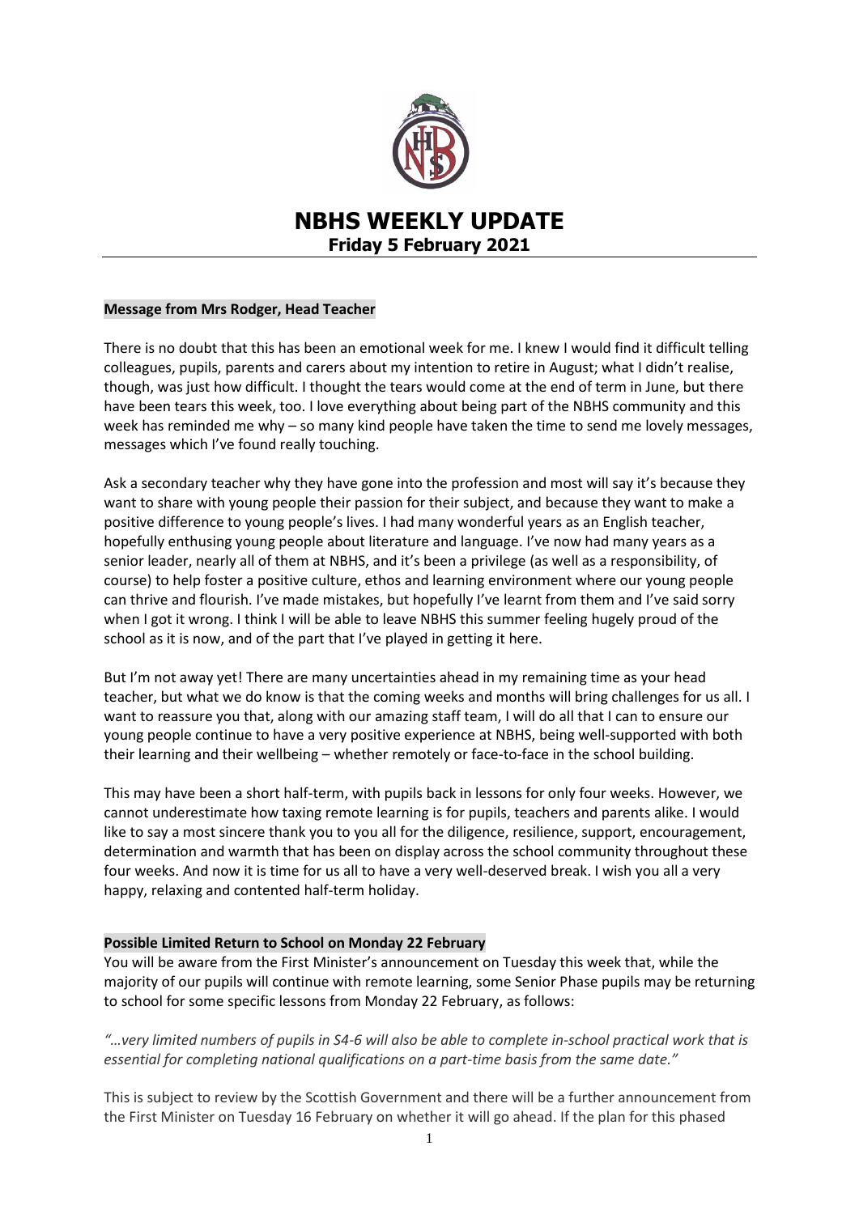# NBHS WEEKLY UPDATE
## Friday 5 February 2021

**Message from Mrs Rodger, Head Teacher**

There is no doubt that this has been an emotional week for me. I knew I would find it difficult telling colleagues, pupils, parents and carers about my intention to retire in August; what I didn't realise, though, was just how difficult. I thought the tears would come at the end of term in June, but there have been tears this week, too. I love everything about being part of the NBHS community and this week has reminded me why – so many kind people have taken the time to send me lovely messages, messages which I've found really touching.

Ask a secondary teacher why they have gone into the profession and most will say it's because they want to share with young people their passion for their subject, and because they want to make a positive difference to young people's lives. I had many wonderful years as an English teacher, hopefully enthusing young people about literature and language. I've now had many years as a senior leader, nearly all of them at NBHS, and it's been a privilege (as well as a responsibility, of course) to help foster a positive culture, ethos and learning environment where our young people can thrive and flourish. I've made mistakes, but hopefully I've learnt from them and I've said sorry when I got it wrong. I think I will be able to leave NBHS this summer feeling hugely proud of the school as it is now, and of the part that I've played in getting it here.

But I'm not away yet! There are many uncertainties ahead in my remaining time as your head teacher, but what we do know is that the coming weeks and months will bring challenges for us all. I want to reassure you that, along with our amazing staff team, I will do all that I can to ensure our young people continue to have a very positive experience at NBHS, being well-supported with both their learning and their wellbeing – whether remotely or face-to-face in the school building.

This may have been a short half-term, with pupils back in lessons for only four weeks. However, we cannot underestimate how taxing remote learning is for pupils, teachers and parents alike. I would like to say a most sincere thank you to you all for the diligence, resilience, support, encouragement, determination and warmth that has been on display across the school community throughout these four weeks. And now it is time for us all to have a very well-deserved break. I wish you all a very happy, relaxing and contented half-term holiday.

**Possible Limited Return to School on Monday 22 February**

You will be aware from the First Minister's announcement on Tuesday this week that, while the majority of our pupils will continue with remote learning, some Senior Phase pupils may be returning to school for some specific lessons from Monday 22 February, as follows:

*"…very limited numbers of pupils in S4-6 will also be able to complete in-school practical work that is essential for completing national qualifications on a part-time basis from the same date."*

This is subject to review by the Scottish Government and there will be a further announcement from the First Minister on Tuesday 16 February on whether it will go ahead. If the plan for this phased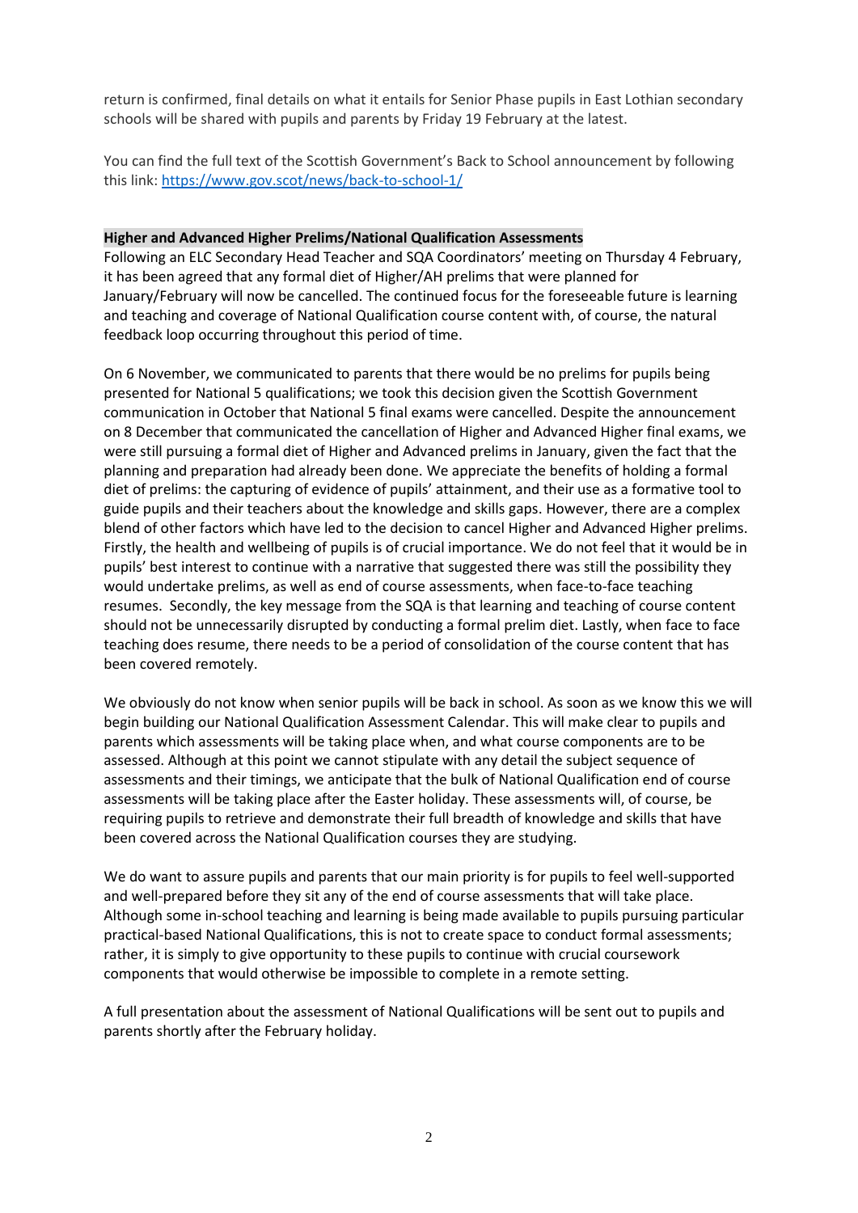return is confirmed, final details on what it entails for Senior Phase pupils in East Lothian secondary schools will be shared with pupils and parents by Friday 19 February at the latest.

You can find the full text of the Scottish Government's Back to School announcement by following this link: [https://www.gov.scot/news/back-to-school-1/](https://www.gov.scot/news/back-to-school-1/)

**Higher and Advanced Higher Prelims/National Qualification Assessments**

Following an ELC Secondary Head Teacher and SQA Coordinators' meeting on Thursday 4 February, it has been agreed that any formal diet of Higher/AH prelims that were planned for January/February will now be cancelled. The continued focus for the foreseeable future is learning and teaching and coverage of National Qualification course content with, of course, the natural feedback loop occurring throughout this period of time.

On 6 November, we communicated to parents that there would be no prelims for pupils being presented for National 5 qualifications; we took this decision given the Scottish Government communication in October that National 5 final exams were cancelled. Despite the announcement on 8 December that communicated the cancellation of Higher and Advanced Higher final exams, we were still pursuing a formal diet of Higher and Advanced prelims in January, given the fact that the planning and preparation had already been done. We appreciate the benefits of holding a formal diet of prelims: the capturing of evidence of pupils' attainment, and their use as a formative tool to guide pupils and their teachers about the knowledge and skills gaps. However, there are a complex blend of other factors which have led to the decision to cancel Higher and Advanced Higher prelims. Firstly, the health and wellbeing of pupils is of crucial importance. We do not feel that it would be in pupils' best interest to continue with a narrative that suggested there was still the possibility they would undertake prelims, as well as end of course assessments, when face-to-face teaching resumes. Secondly, the key message from the SQA is that learning and teaching of course content should not be unnecessarily disrupted by conducting a formal prelim diet. Lastly, when face to face teaching does resume, there needs to be a period of consolidation of the course content that has been covered remotely.

We obviously do not know when senior pupils will be back in school. As soon as we know this we will begin building our National Qualification Assessment Calendar. This will make clear to pupils and parents which assessments will be taking place when, and what course components are to be assessed. Although at this point we cannot stipulate with any detail the subject sequence of assessments and their timings, we anticipate that the bulk of National Qualification end of course assessments will be taking place after the Easter holiday. These assessments will, of course, be requiring pupils to retrieve and demonstrate their full breadth of knowledge and skills that have been covered across the National Qualification courses they are studying.

We do want to assure pupils and parents that our main priority is for pupils to feel well-supported and well-prepared before they sit any of the end of course assessments that will take place. Although some in-school teaching and learning is being made available to pupils pursuing particular practical-based National Qualifications, this is not to create space to conduct crucial formal assessments; rather, it is simply to give opportunity to these pupils to continue with crucial coursework components that would otherwise be impossible to complete in a remote setting.

A full presentation about the assessment of National Qualifications will be sent out to pupils and parents shortly after the February holiday.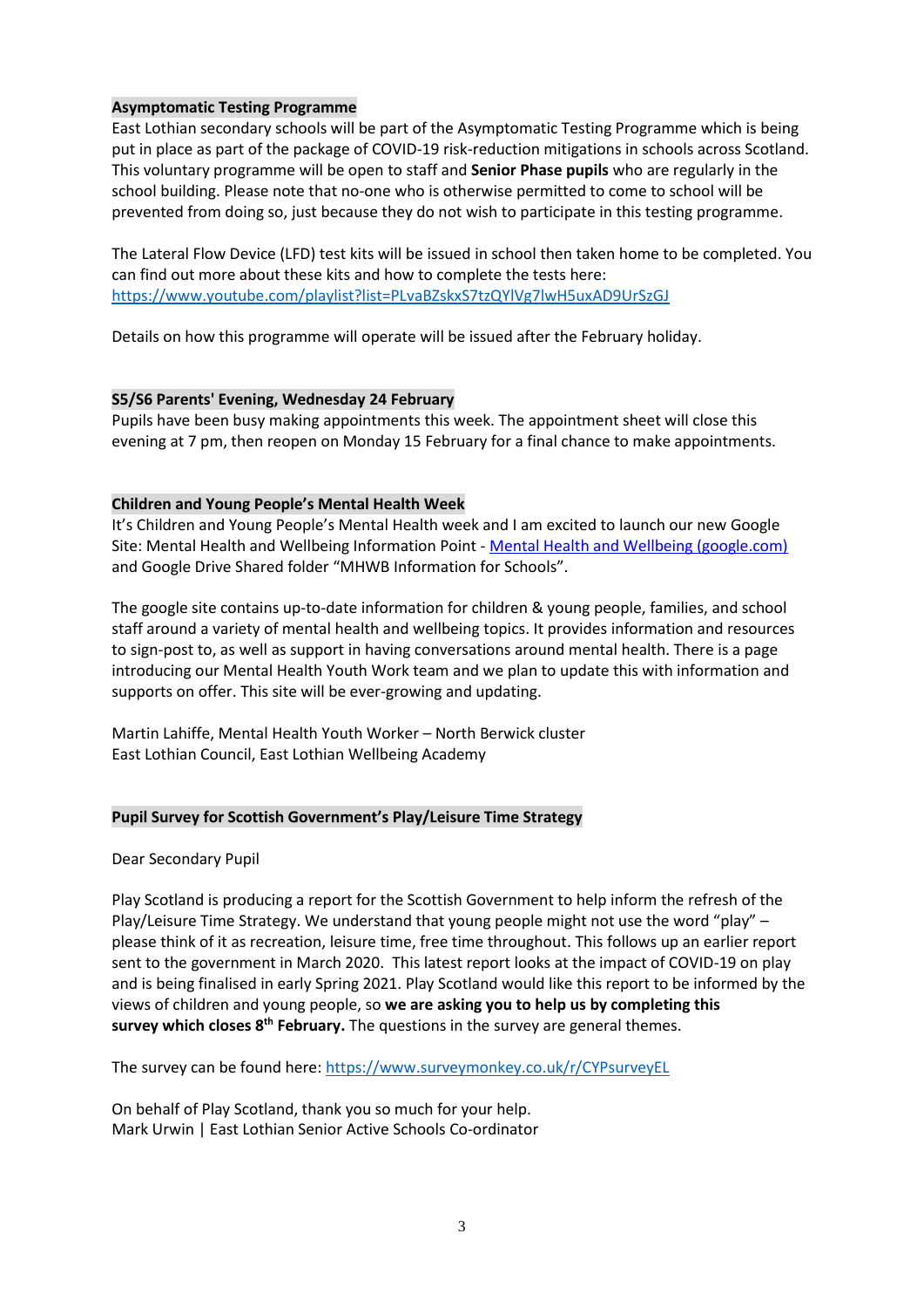**Asymptomatic Testing Programme**

East Lothian secondary schools will be part of the Asymptomatic Testing Programme which is being put in place as part of the package of COVID-19 risk-reduction mitigations in schools across Scotland. This voluntary programme will be open to staff and **Senior Phase pupils** who are regularly in the school building. Please note that no-one who is otherwise permitted to come to school will be prevented from doing so, just because they do not wish to participate in this testing programme.

The Lateral Flow Device (LFD) test kits will be issued in school then taken home to be completed. You can find out more about these kits and how to complete the tests here: https://www.youtube.com/playlist?list=PLvaBZskxS7tzQYlVg7lwH5uxAD9UrSzGJ

Details on how this programme will operate will be issued after the February holiday.

**S5/S6 Parents' Evening, Wednesday 24 February**

Pupils have been busy making appointments this week. The appointment sheet will close this evening at 7 pm, then reopen on Monday 15 February for a final chance to make appointments.

**Children and Young People's Mental Health Week**

It's Children and Young People's Mental Health week and I am excited to launch our new Google Site: Mental Health and Wellbeing Information Point - Mental Health and Wellbeing (google.com) and Google Drive Shared folder "MHWB Information for Schools".

The google site contains up-to-date information for children & young people, families, and school staff around a variety of mental health and wellbeing topics. It provides information and resources to sign-post to, as well as support in having conversations around mental health. There is a page introducing our Mental Health Youth Work team and we plan to update this with information and supports on offer. This site will be ever-growing and updating.

Martin Lahiffe, Mental Health Youth Worker – North Berwick cluster
East Lothian Council, East Lothian Wellbeing Academy

**Pupil Survey for Scottish Government's Play/Leisure Time Strategy**

Dear Secondary Pupil

Play Scotland is producing a report for the Scottish Government to help inform the refresh of the Play/Leisure Time Strategy. We understand that young people might not use the word "play" – please think of it as recreation, leisure time, free time throughout. This follows up an earlier report sent to the government in March 2020. This latest report looks at the impact of COVID-19 on play and is being finalised in early Spring 2021. Play Scotland would like this report to be informed by the views of children and young people, so **we are asking you to help us by completing this survey which closes 8th February.** The questions in the survey are general themes.

The survey can be found here: https://www.surveymonkey.co.uk/r/CYPsurveyEL

On behalf of Play Scotland, thank you so much for your help.
Mark Urwin | East Lothian Senior Active Schools Co-ordinator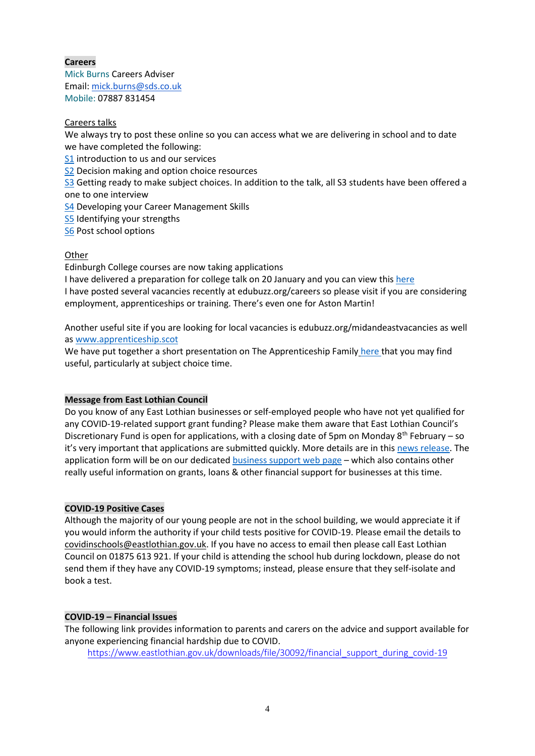**Careers**

Mick Burns Careers Adviser
Email: mick.burns@sds.co.uk
Mobile: 07887 831454

Careers talks

We always try to post these online so you can access what we are delivering in school and to date we have completed the following:

S1 introduction to us and our services
S2 Decision making and option choice resources
S3 Getting ready to make subject choices. In addition to the talk, all S3 students have been offered a one to one interview
S4 Developing your Career Management Skills
S5 Identifying your strengths
S6 Post school options

Other

Edinburgh College courses are now taking applications
I have delivered a preparation for college talk on 20 January and you can view this here
I have posted several vacancies recently at edubuzz.org/careers so please visit if you are considering employment, apprenticeships or training. There's even one for Aston Martin!

Another useful site if you are looking for local vacancies is edubuzz.org/midandeastvacancies as well as www.apprenticeship.scot
We have put together a short presentation on The Apprenticeship Family here that you may find useful, particularly at subject choice time.

**Message from East Lothian Council**

Do you know of any East Lothian businesses or self-employed people who have not yet qualified for any COVID-19-related support grant funding? Please make them aware that East Lothian Council's Discretionary Fund is open for applications, with a closing date of 5pm on Monday 8th February – so it's very important that applications are submitted quickly. More details are in this news release. The application form will be on our dedicated business support web page – which also contains other really useful information on grants, loans & other financial support for businesses at this time.

**COVID-19 Positive Cases**

Although the majority of our young people are not in the school building, we would appreciate it if you would inform the authority if your child tests positive for COVID-19. Please email the details to covidinschools@eastlothian.gov.uk. If you have no access to email then please call East Lothian Council on 01875 613 921. If your child is attending the school hub during lockdown, please do not send them if they have any COVID-19 symptoms; instead, please ensure that they self-isolate and book a test.

**COVID-19 – Financial Issues**

The following link provides information to parents and carers on the advice and support available for anyone experiencing financial hardship due to COVID.

https://www.eastlothian.gov.uk/downloads/file/30092/financial_support_during_covid-19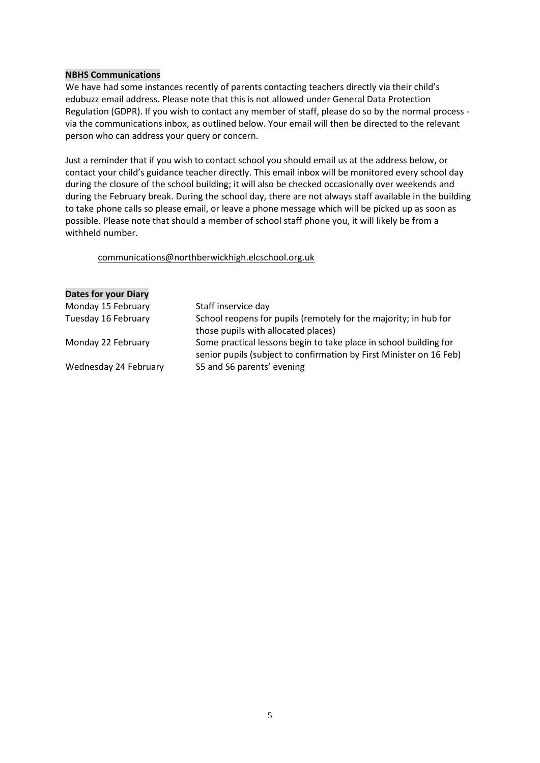**NBHS Communications**

We have had some instances recently of parents contacting teachers directly via their child's edubuzz email address. Please note that this is not allowed under General Data Protection Regulation (GDPR). If you wish to contact any member of staff, please do so by the normal process - via the communications inbox, as outlined below. Your email will then be directed to the relevant person who can address your query or concern.

Just a reminder that if you wish to contact school you should email us at the address below, or contact your child's guidance teacher directly. This email inbox will be monitored every school day during the closure of the school building; it will also be checked occasionally over weekends and during the February break. During the school day, there are not always staff available in the building to take phone calls so please email, or leave a phone message which will be picked up as soon as possible. Please note that should a member of school staff phone you, it will likely be from a withheld number.

communications@northberwickhigh.elcschool.org.uk

**Dates for your Diary**

| | |
|---|---|
| Monday 15 February | Staff inservice day |
| Tuesday 16 February | School reopens for pupils (remotely for the majority; in hub for those pupils with allocated places) |
| Monday 22 February | Some practical lessons begin to take place in school building for senior pupils (subject to confirmation by First Minister on 16 Feb) |
| Wednesday 24 February | S5 and S6 parents' evening |